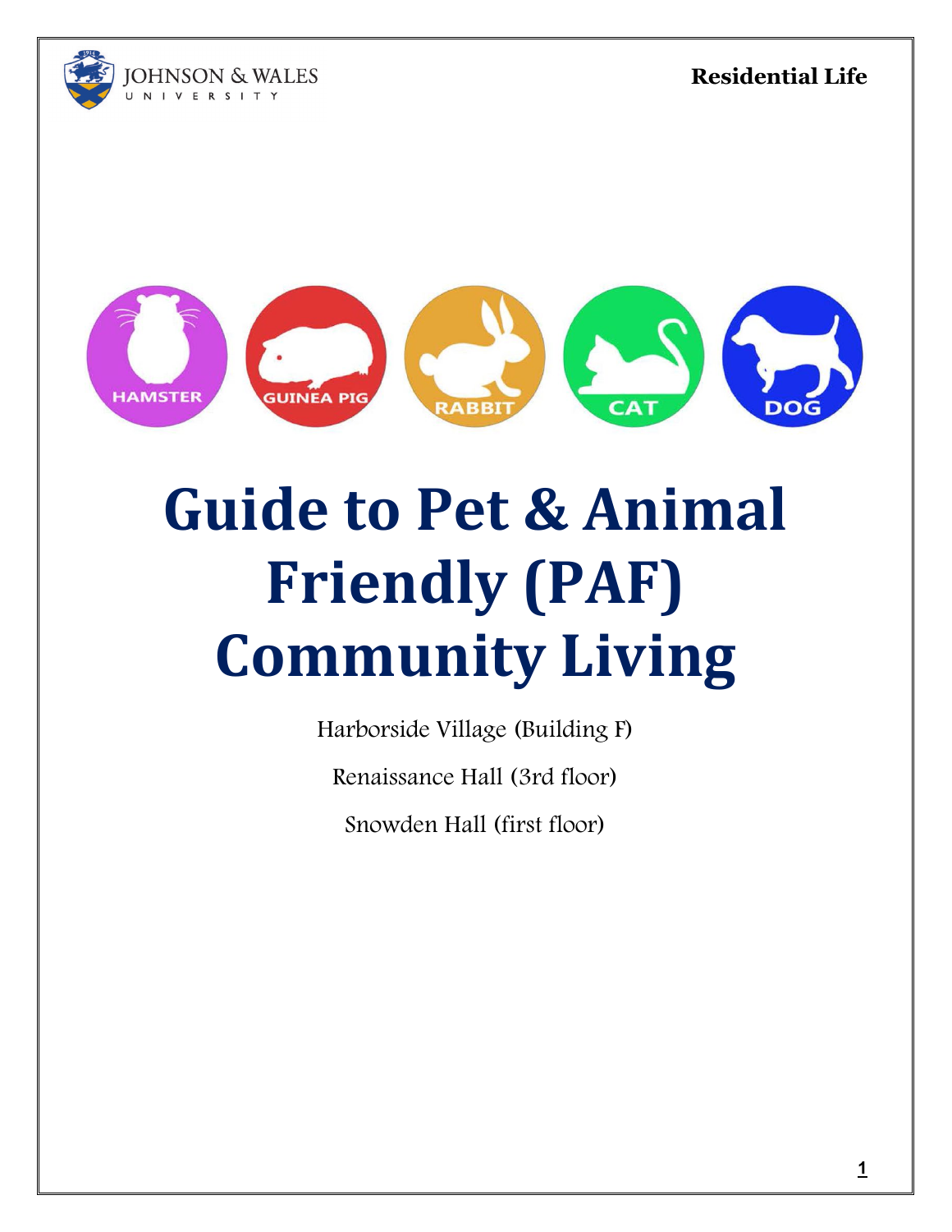JOHNSON & WALES UNIVERSITY

**Residential Life**

HAMSTER GUINEA PIG RABBIT CAT DOG

# Guide to Pet & Animal Friendly (PAF) Community Living

Harborside Village (Building F)

Renaissance Hall (3rd floor)

Snowden Hall (first floor)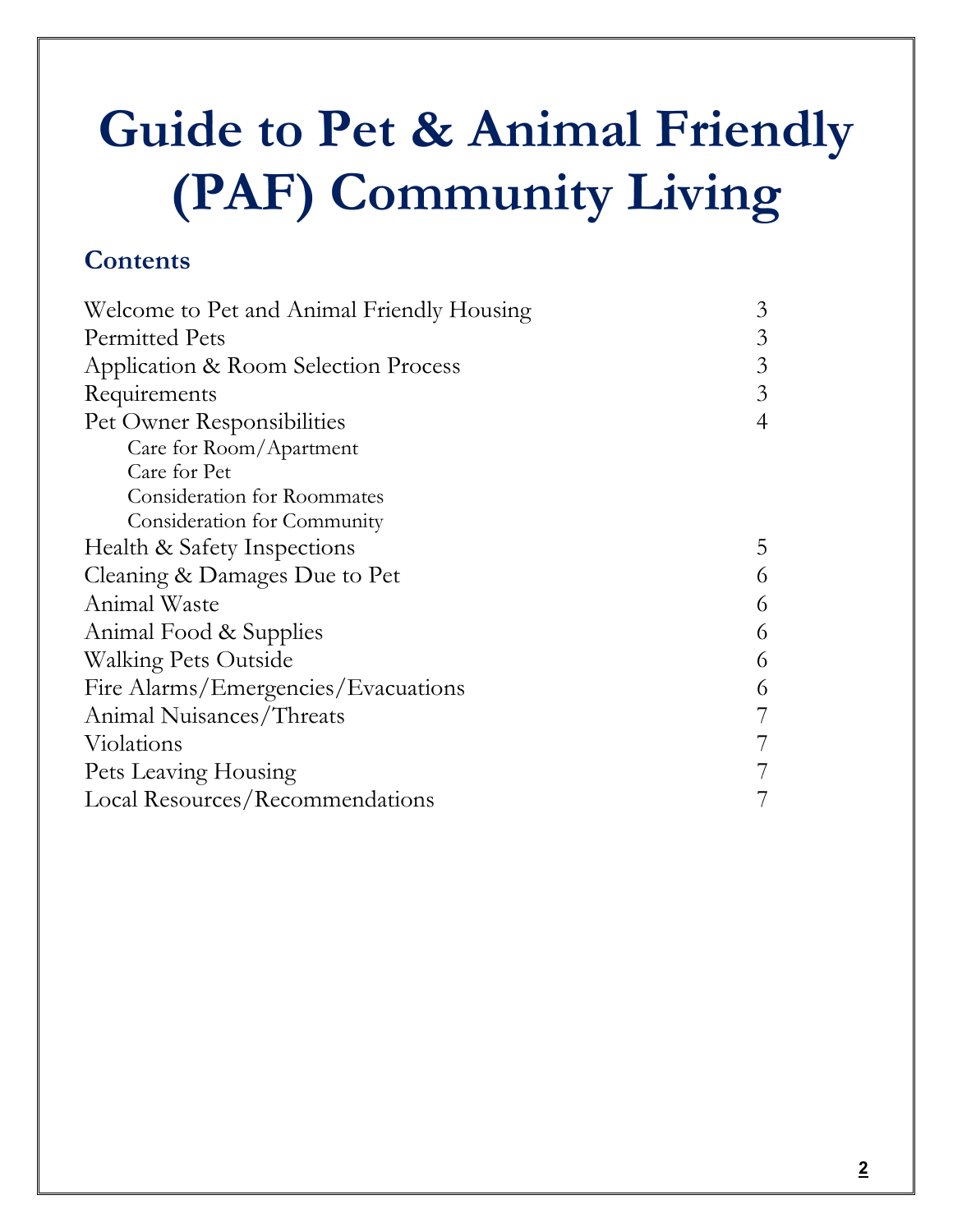# Guide to Pet & Animal Friendly (PAF) Community Living

## Contents

| | |
|---|---|
| Welcome to Pet and Animal Friendly Housing | 3 |
| Permitted Pets | 3 |
| Application & Room Selection Process | 3 |
| Requirements | 3 |
| Pet Owner Responsibilities | 4 |
| Care for Room/Apartment | |
| Care for Pet | |
| Consideration for Roommates | |
| Consideration for Community | |
| Health & Safety Inspections | 5 |
| Cleaning & Damages Due to Pet | 6 |
| Animal Waste | 6 |
| Animal Food & Supplies | 6 |
| Walking Pets Outside | 6 |
| Fire Alarms/Emergencies/Evacuations | 6 |
| Animal Nuisances/Threats | 7 |
| Violations | 7 |
| Pets Leaving Housing | 7 |
| Local Resources/Recommendations | 7 |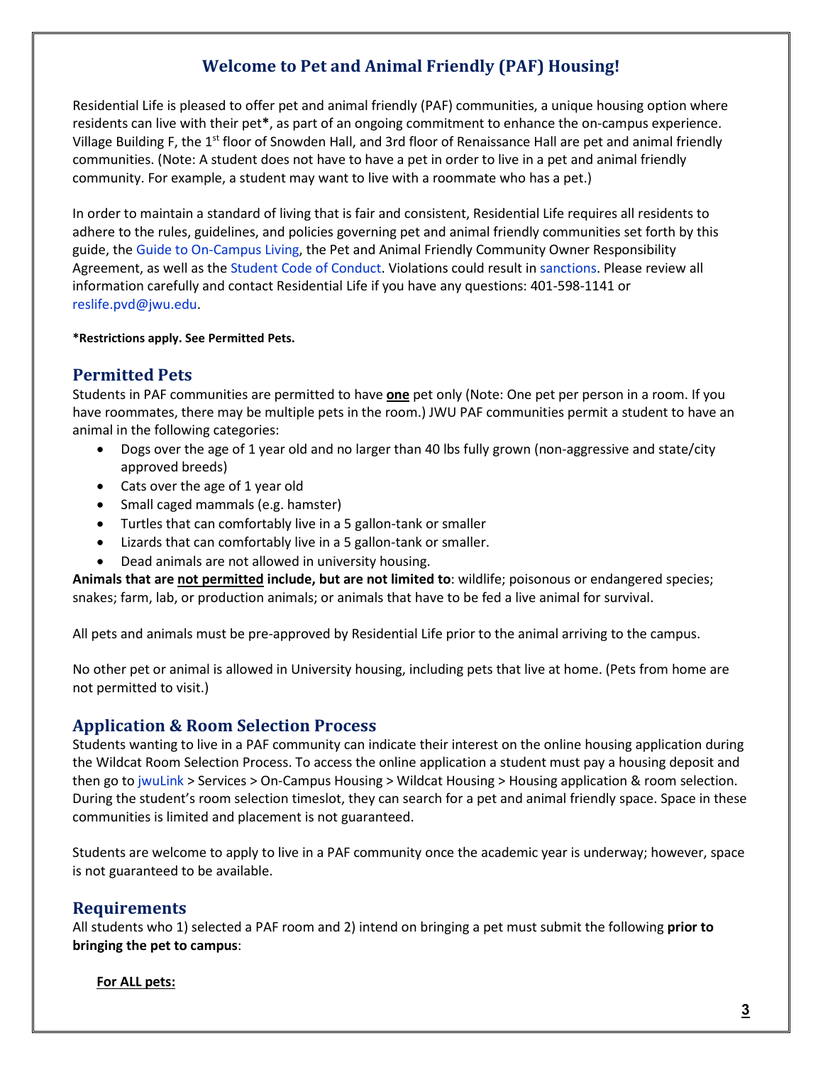# Welcome to Pet and Animal Friendly (PAF) Housing!

Residential Life is pleased to offer pet and animal friendly (PAF) communities, a unique housing option where residents can live with their pet**\***, as part of an ongoing commitment to enhance the on-campus experience. Village Building F, the 1st floor of Snowden Hall, and 3rd floor of Renaissance Hall are pet and animal friendly communities. (Note: A student does not have to have a pet in order to live in a pet and animal friendly community. For example, a student may want to live with a roommate who has a pet.)

In order to maintain a standard of living that is fair and consistent, Residential Life requires all residents to adhere to the rules, guidelines, and policies governing pet and animal friendly communities set forth by this guide, the Guide to On-Campus Living, the Pet and Animal Friendly Community Owner Responsibility Agreement, as well as the Student Code of Conduct. Violations could result in sanctions. Please review all information carefully and contact Residential Life if you have any questions: 401-598-1141 or reslife.pvd@jwu.edu.

**\*Restrictions apply. See Permitted Pets.**

## Permitted Pets

Students in PAF communities are permitted to have **one** pet only (Note: One pet per person in a room. If you have roommates, there may be multiple pets in the room.) JWU PAF communities permit a student to have an animal in the following categories:

- Dogs over the age of 1 year old and no larger than 40 lbs fully grown (non-aggressive and state/city approved breeds)
- Cats over the age of 1 year old
- Small caged mammals (e.g. hamster)
- Turtles that can comfortably live in a 5 gallon-tank or smaller
- Lizards that can comfortably live in a 5 gallon-tank or smaller.
- Dead animals are not allowed in university housing.

**Animals that are not permitted include, but are not limited to**: wildlife; poisonous or endangered species; snakes; farm, lab, or production animals; or animals that have to be fed a live animal for survival.

All pets and animals must be pre-approved by Residential Life prior to the animal arriving to the campus.

No other pet or animal is allowed in University housing, including pets that live at home. (Pets from home are not permitted to visit.)

## Application & Room Selection Process

Students wanting to live in a PAF community can indicate their interest on the online housing application during the Wildcat Room Selection Process. To access the online application a student must pay a housing deposit and then go to jwuLink > Services > On-Campus Housing > Wildcat Housing > Housing application & room selection. During the student's room selection timeslot, they can search for a pet and animal friendly space. Space in these communities is limited and placement is not guaranteed.

Students are welcome to apply to live in a PAF community once the academic year is underway; however, space is not guaranteed to be available.

## Requirements

All students who 1) selected a PAF room and 2) intend on bringing a pet must submit the following **prior to bringing the pet to campus**:

**For ALL pets:**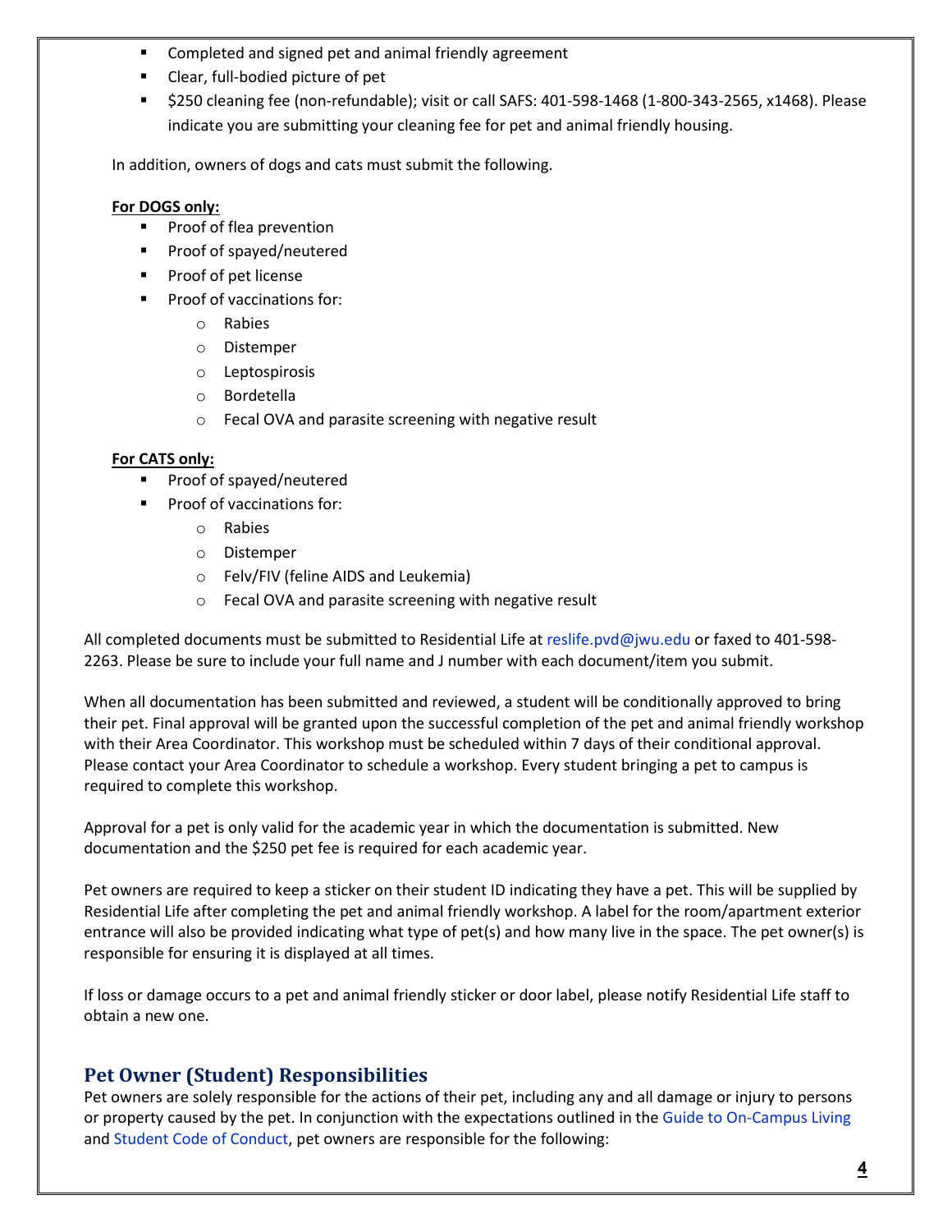- Completed and signed pet and animal friendly agreement
- Clear, full-bodied picture of pet
- $250 cleaning fee (non-refundable); visit or call SAFS: 401-598-1468 (1-800-343-2565, x1468). Please indicate you are submitting your cleaning fee for pet and animal friendly housing.

In addition, owners of dogs and cats must submit the following.

**For DOGS only:**

- Proof of flea prevention
- Proof of spayed/neutered
- Proof of pet license
- Proof of vaccinations for:
    - Rabies
    - Distemper
    - Leptospirosis
    - Bordetella
    - Fecal OVA and parasite screening with negative result

**For CATS only:**

- Proof of spayed/neutered
- Proof of vaccinations for:
    - Rabies
    - Distemper
    - Felv/FIV (feline AIDS and Leukemia)
    - Fecal OVA and parasite screening with negative result

All completed documents must be submitted to Residential Life at reslife.pvd@jwu.edu or faxed to 401-598-2263. Please be sure to include your full name and J number with each document/item you submit.

When all documentation has been submitted and reviewed, a student will be conditionally approved to bring their pet. Final approval will be granted upon the successful completion of the pet and animal friendly workshop with their Area Coordinator. This workshop must be scheduled within 7 days of their conditional approval. Please contact your Area Coordinator to schedule a workshop. Every student bringing a pet to campus is required to complete this workshop.

Approval for a pet is only valid for the academic year in which the documentation is submitted. New documentation and the $250 pet fee is required for each academic year.

Pet owners are required to keep a sticker on their student ID indicating they have a pet. This will be supplied by Residential Life after completing the pet and animal friendly workshop. A label for the room/apartment exterior entrance will also be provided indicating what type of pet(s) and how many live in the space. The pet owner(s) is responsible for ensuring it is displayed at all times.

If loss or damage occurs to a pet and animal friendly sticker or door label, please notify Residential Life staff to obtain a new one.

## Pet Owner (Student) Responsibilities

Pet owners are solely responsible for the actions of their pet, including any and all damage or injury to persons or property caused by the pet. In conjunction with the expectations outlined in the Guide to On-Campus Living and Student Code of Conduct, pet owners are responsible for the following: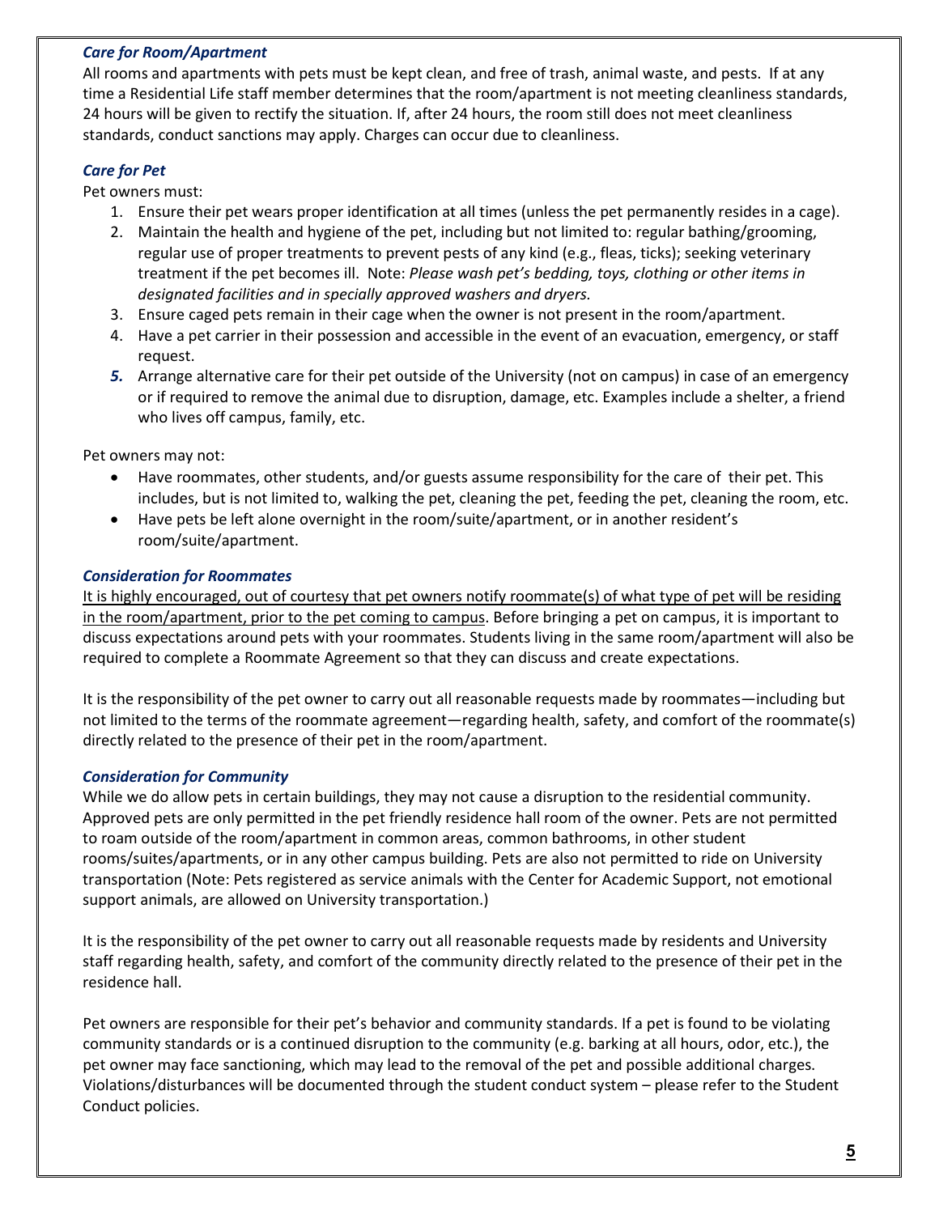### *Care for Room/Apartment*

All rooms and apartments with pets must be kept clean, and free of trash, animal waste, and pests. If at any time a Residential Life staff member determines that the room/apartment is not meeting cleanliness standards, 24 hours will be given to rectify the situation. If, after 24 hours, the room still does not meet cleanliness standards, conduct sanctions may apply. Charges can occur due to cleanliness.

### *Care for Pet*

Pet owners must:

1. Ensure their pet wears proper identification at all times (unless the pet permanently resides in a cage).
2. Maintain the health and hygiene of the pet, including but not limited to: regular bathing/grooming, regular use of proper treatments to prevent pests of any kind (e.g., fleas, ticks); seeking veterinary treatment if the pet becomes ill. Note: *Please wash pet's bedding, toys, clothing or other items in designated facilities and in specially approved washers and dryers.*
3. Ensure caged pets remain in their cage when the owner is not present in the room/apartment.
4. Have a pet carrier in their possession and accessible in the event of an evacuation, emergency, or staff request.
5. Arrange alternative care for their pet outside of the University (not on campus) in case of an emergency or if required to remove the animal due to disruption, damage, etc. Examples include a shelter, a friend who lives off campus, family, etc.

Pet owners may not:

- Have roommates, other students, and/or guests assume responsibility for the care of their pet. This includes, but is not limited to, walking the pet, cleaning the pet, feeding the pet, cleaning the room, etc.
- Have pets be left alone overnight in the room/suite/apartment, or in another resident's room/suite/apartment.

### *Consideration for Roommates*

<u>It is highly encouraged, out of courtesy that pet owners notify roommate(s) of what type of pet will be residing in the room/apartment, prior to the pet coming to campus</u>. Before bringing a pet on campus, it is important to discuss expectations around pets with your roommates. Students living in the same room/apartment will also be required to complete a Roommate Agreement so that they can discuss and create expectations.

It is the responsibility of the pet owner to carry out all reasonable requests made by roommates—including but not limited to the terms of the roommate agreement—regarding health, safety, and comfort of the roommate(s) directly related to the presence of their pet in the room/apartment.

### *Consideration for Community*

While we do allow pets in certain buildings, they may not cause a disruption to the residential community. Approved pets are only permitted in the pet friendly residence hall room of the owner. Pets are not permitted to roam outside of the room/apartment in common areas, common bathrooms, in other student rooms/suites/apartments, or in any other campus building. Pets are also not permitted to ride on University transportation (Note: Pets registered as service animals with the Center for Academic Support, not emotional support animals, are allowed on University transportation.)

It is the responsibility of the pet owner to carry out all reasonable requests made by residents and University staff regarding health, safety, and comfort of the community directly related to the presence of their pet in the residence hall.

Pet owners are responsible for their pet's behavior and community standards. If a pet is found to be violating community standards or is a continued disruption to the community (e.g. barking at all hours, odor, etc.), the pet owner may face sanctioning, which may lead to the removal of the pet and possible additional charges. Violations/disturbances will be documented through the student conduct system – please refer to the Student Conduct policies.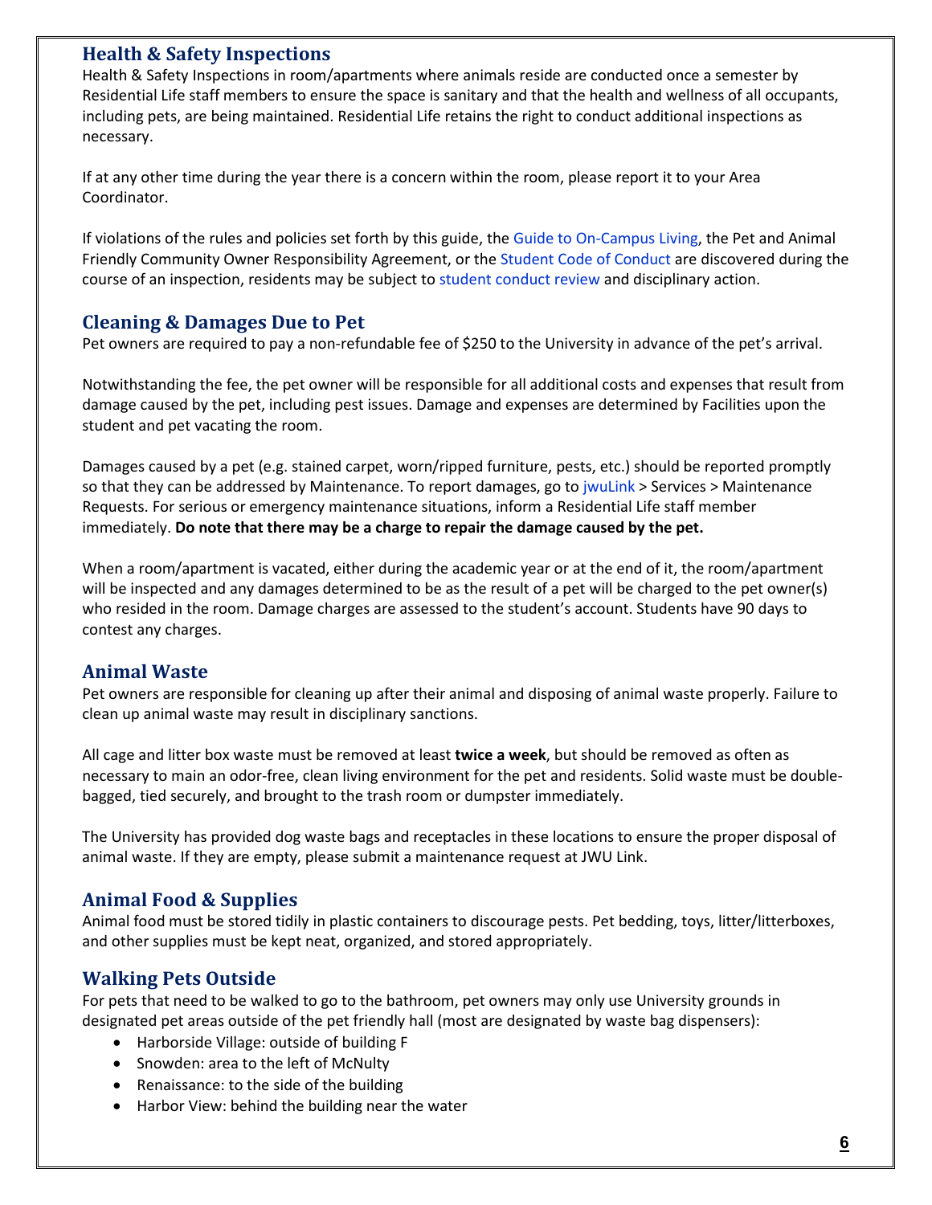## Health & Safety Inspections

Health & Safety Inspections in room/apartments where animals reside are conducted once a semester by Residential Life staff members to ensure the space is sanitary and that the health and wellness of all occupants, including pets, are being maintained. Residential Life retains the right to conduct additional inspections as necessary.

If at any other time during the year there is a concern within the room, please report it to your Area Coordinator.

If violations of the rules and policies set forth by this guide, the Guide to On-Campus Living, the Pet and Animal Friendly Community Owner Responsibility Agreement, or the Student Code of Conduct are discovered during the course of an inspection, residents may be subject to student conduct review and disciplinary action.

## Cleaning & Damages Due to Pet

Pet owners are required to pay a non-refundable fee of $250 to the University in advance of the pet's arrival.

Notwithstanding the fee, the pet owner will be responsible for all additional costs and expenses that result from damage caused by the pet, including pest issues. Damage and expenses are determined by Facilities upon the student and pet vacating the room.

Damages caused by a pet (e.g. stained carpet, worn/ripped furniture, pests, etc.) should be reported promptly so that they can be addressed by Maintenance. To report damages, go to jwuLink > Services > Maintenance Requests. For serious or emergency maintenance situations, inform a Residential Life staff member immediately. **Do note that there may be a charge to repair the damage caused by the pet.**

When a room/apartment is vacated, either during the academic year or at the end of it, the room/apartment will be inspected and any damages determined to be as the result of a pet will be charged to the pet owner(s) who resided in the room. Damage charges are assessed to the student's account. Students have 90 days to contest any charges.

## Animal Waste

Pet owners are responsible for cleaning up after their animal and disposing of animal waste properly. Failure to clean up animal waste may result in disciplinary sanctions.

All cage and litter box waste must be removed at least **twice a week**, but should be removed as often as necessary to main an odor-free, clean living environment for the pet and residents. Solid waste must be double-bagged, tied securely, and brought to the trash room or dumpster immediately.

The University has provided dog waste bags and receptacles in these locations to ensure the proper disposal of animal waste. If they are empty, please submit a maintenance request at JWU Link.

## Animal Food & Supplies

Animal food must be stored tidily in plastic containers to discourage pests. Pet bedding, toys, litter/litterboxes, and other supplies must be kept neat, organized, and stored appropriately.

## Walking Pets Outside

For pets that need to be walked to go to the bathroom, pet owners may only use University grounds in designated pet areas outside of the pet friendly hall (most are designated by waste bag dispensers):

- Harborside Village: outside of building F
- Snowden: area to the left of McNulty
- Renaissance: to the side of the building
- Harbor View: behind the building near the water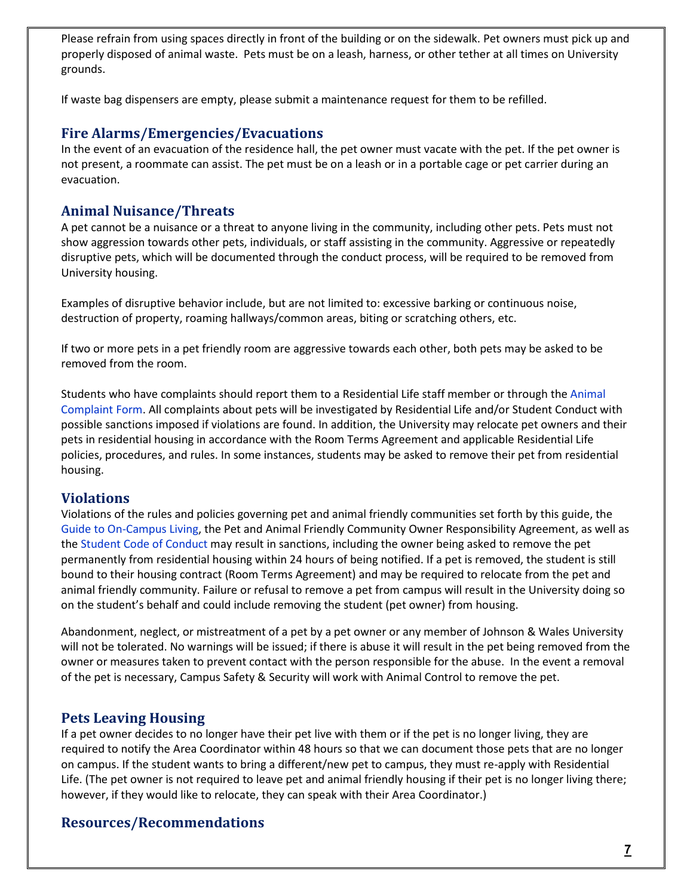Please refrain from using spaces directly in front of the building or on the sidewalk. Pet owners must pick up and properly disposed of animal waste. Pets must be on a leash, harness, or other tether at all times on University grounds.

If waste bag dispensers are empty, please submit a maintenance request for them to be refilled.

## Fire Alarms/Emergencies/Evacuations

In the event of an evacuation of the residence hall, the pet owner must vacate with the pet. If the pet owner is not present, a roommate can assist. The pet must be on a leash or in a portable cage or pet carrier during an evacuation.

## Animal Nuisance/Threats

A pet cannot be a nuisance or a threat to anyone living in the community, including other pets. Pets must not show aggression towards other pets, individuals, or staff assisting in the community. Aggressive or repeatedly disruptive pets, which will be documented through the conduct process, will be required to be removed from University housing.

Examples of disruptive behavior include, but are not limited to: excessive barking or continuous noise, destruction of property, roaming hallways/common areas, biting or scratching others, etc.

If two or more pets in a pet friendly room are aggressive towards each other, both pets may be asked to be removed from the room.

Students who have complaints should report them to a Residential Life staff member or through the Animal Complaint Form. All complaints about pets will be investigated by Residential Life and/or Student Conduct with possible sanctions imposed if violations are found. In addition, the University may relocate pet owners and their pets in residential housing in accordance with the Room Terms Agreement and applicable Residential Life policies, procedures, and rules. In some instances, students may be asked to remove their pet from residential housing.

## Violations

Violations of the rules and policies governing pet and animal friendly communities set forth by this guide, the Guide to On-Campus Living, the Pet and Animal Friendly Community Owner Responsibility Agreement, as well as the Student Code of Conduct may result in sanctions, including the owner being asked to remove the pet permanently from residential housing within 24 hours of being notified. If a pet is removed, the student is still bound to their housing contract (Room Terms Agreement) and may be required to relocate from the pet and animal friendly community. Failure or refusal to remove a pet from campus will result in the University doing so on the student's behalf and could include removing the student (pet owner) from housing.

Abandonment, neglect, or mistreatment of a pet by a pet owner or any member of Johnson & Wales University will not be tolerated. No warnings will be issued; if there is abuse it will result in the pet being removed from the owner or measures taken to prevent contact with the person responsible for the abuse. In the event a removal of the pet is necessary, Campus Safety & Security will work with Animal Control to remove the pet.

## Pets Leaving Housing

If a pet owner decides to no longer have their pet live with them or if the pet is no longer living, they are required to notify the Area Coordinator within 48 hours so that we can document those pets that are no longer on campus. If the student wants to bring a different/new pet to campus, they must re-apply with Residential Life. (The pet owner is not required to leave pet and animal friendly housing if their pet is no longer living there; however, if they would like to relocate, they can speak with their Area Coordinator.)

## Resources/Recommendations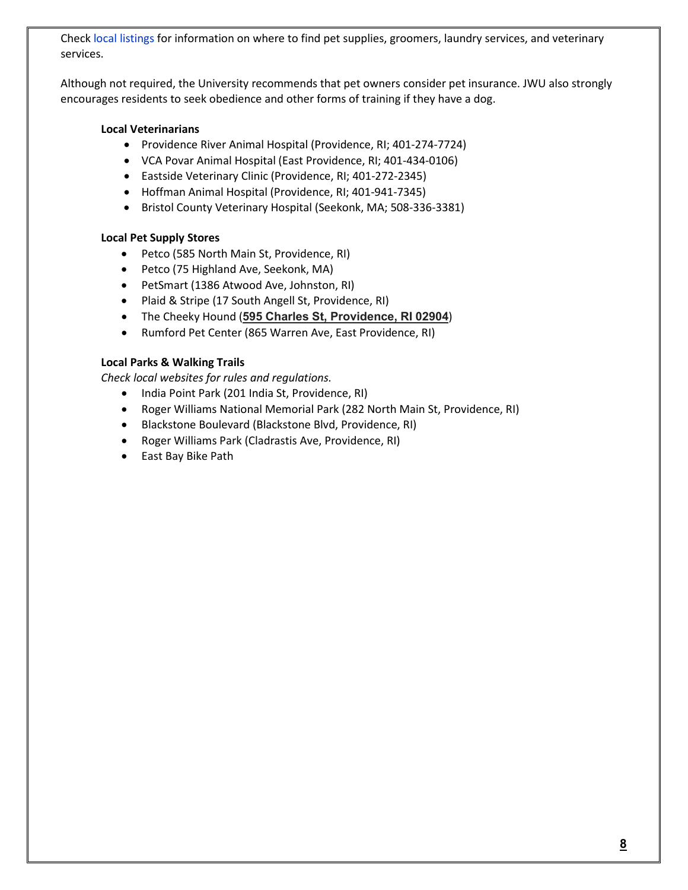Check local listings for information on where to find pet supplies, groomers, laundry services, and veterinary services.

Although not required, the University recommends that pet owners consider pet insurance. JWU also strongly encourages residents to seek obedience and other forms of training if they have a dog.

**Local Veterinarians**

- Providence River Animal Hospital (Providence, RI; 401-274-7724)
- VCA Povar Animal Hospital (East Providence, RI; 401-434-0106)
- Eastside Veterinary Clinic (Providence, RI; 401-272-2345)
- Hoffman Animal Hospital (Providence, RI; 401-941-7345)
- Bristol County Veterinary Hospital (Seekonk, MA; 508-336-3381)

**Local Pet Supply Stores**

- Petco (585 North Main St, Providence, RI)
- Petco (75 Highland Ave, Seekonk, MA)
- PetSmart (1386 Atwood Ave, Johnston, RI)
- Plaid & Stripe (17 South Angell St, Providence, RI)
- The Cheeky Hound (**595 Charles St, Providence, RI 02904**)
- Rumford Pet Center (865 Warren Ave, East Providence, RI)

**Local Parks & Walking Trails**

*Check local websites for rules and regulations.*

- India Point Park (201 India St, Providence, RI)
- Roger Williams National Memorial Park (282 North Main St, Providence, RI)
- Blackstone Boulevard (Blackstone Blvd, Providence, RI)
- Roger Williams Park (Cladrastis Ave, Providence, RI)
- East Bay Bike Path